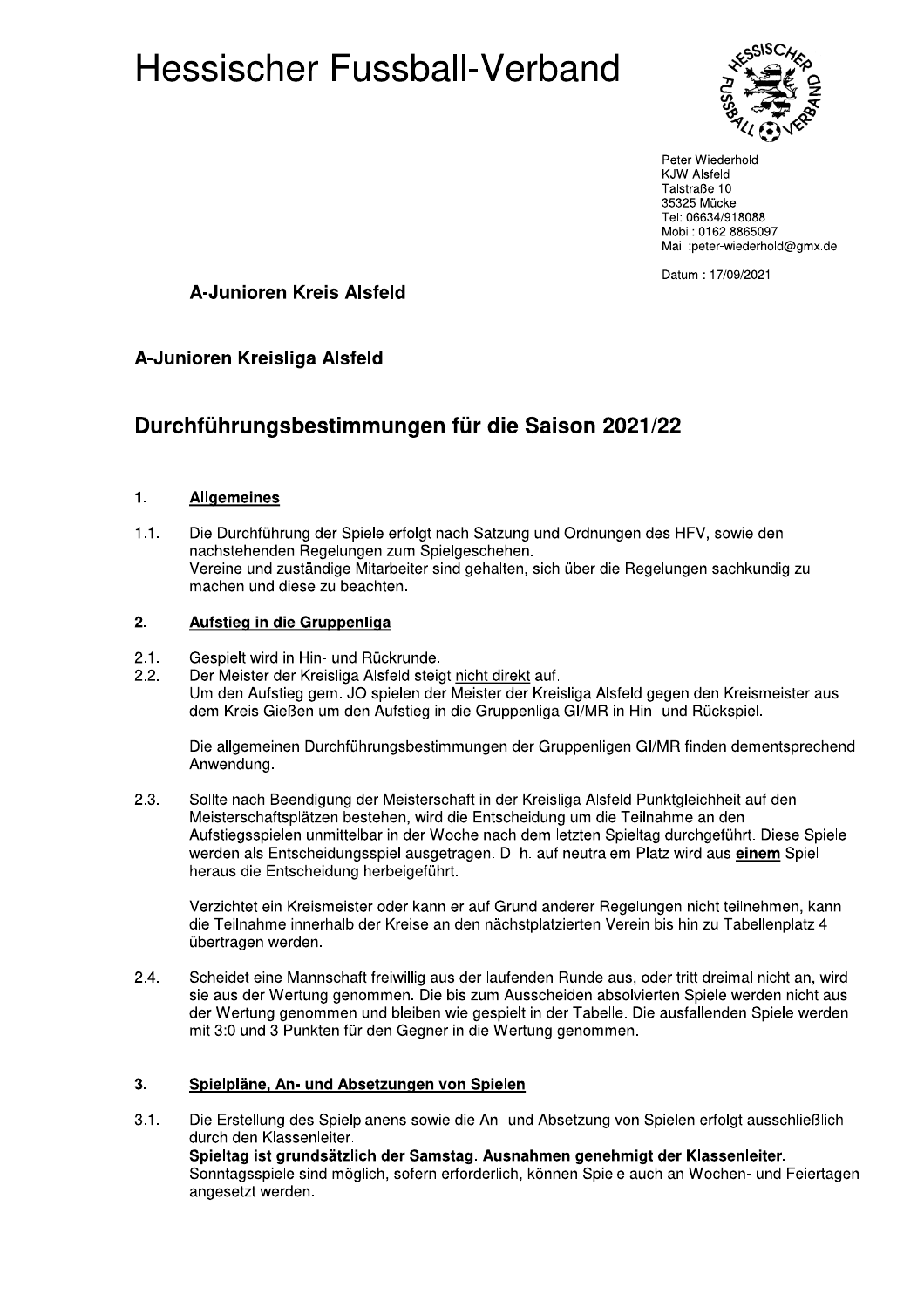# Hessischer Fussball-Verband

Peter Wiederhold
KJW Alsfeld
Talstraße 10
35325 Mücke
Tel: 06634/918088
Mobil: 0162 8865097
Mail :peter-wiederhold@gmx.de

Datum : 17/09/2021

### A-Junioren Kreis Alsfeld

### A-Junioren Kreisliga Alsfeld

## Durchführungsbestimmungen für die Saison 2021/22

### 1. Allgemeines

1.1. Die Durchführung der Spiele erfolgt nach Satzung und Ordnungen des HFV, sowie den nachstehenden Regelungen zum Spielgeschehen.
Vereine und zuständige Mitarbeiter sind gehalten, sich über die Regelungen sachkundig zu machen und diese zu beachten.

### 2. Aufstieg in die Gruppenliga

2.1. Gespielt wird in Hin- und Rückrunde.

2.2. Der Meister der Kreisliga Alsfeld steigt nicht direkt auf.
Um den Aufstieg gem. JO spielen der Meister der Kreisliga Alsfeld gegen den Kreismeister aus dem Kreis Gießen um den Aufstieg in die Gruppenliga GI/MR in Hin- und Rückspiel.

Die allgemeinen Durchführungsbestimmungen der Gruppenligen GI/MR finden dementsprechend Anwendung.

2.3. Sollte nach Beendigung der Meisterschaft in der Kreisliga Alsfeld Punktgleichheit auf den Meisterschaftsplätzen bestehen, wird die Entscheidung um die Teilnahme an den Aufstiegsspielen unmittelbar in der Woche nach dem letzten Spieltag durchgeführt. Diese Spiele werden als Entscheidungsspiel ausgetragen. D. h. auf neutralem Platz wird aus **einem** Spiel heraus die Entscheidung herbeigeführt.

Verzichtet ein Kreismeister oder kann er auf Grund anderer Regelungen nicht teilnehmen, kann die Teilnahme innerhalb der Kreise an den nächstplatzierten Verein bis hin zu Tabellenplatz 4 übertragen werden.

2.4. Scheidet eine Mannschaft freiwillig aus der laufenden Runde aus, oder tritt dreimal nicht an, wird sie aus der Wertung genommen. Die bis zum Ausscheiden absolvierten Spiele werden nicht aus der Wertung genommen und bleiben wie gespielt in der Tabelle. Die ausfallenden Spiele werden mit 3:0 und 3 Punkten für den Gegner in die Wertung genommen.

### 3. Spielpläne, An- und Absetzungen von Spielen

3.1. Die Erstellung des Spielplanens sowie die An- und Absetzung von Spielen erfolgt ausschließlich durch den Klassenleiter.
**Spieltag ist grundsätzlich der Samstag. Ausnahmen genehmigt der Klassenleiter.**
Sonntagsspiele sind möglich, sofern erforderlich, können Spiele auch an Wochen- und Feiertagen angesetzt werden.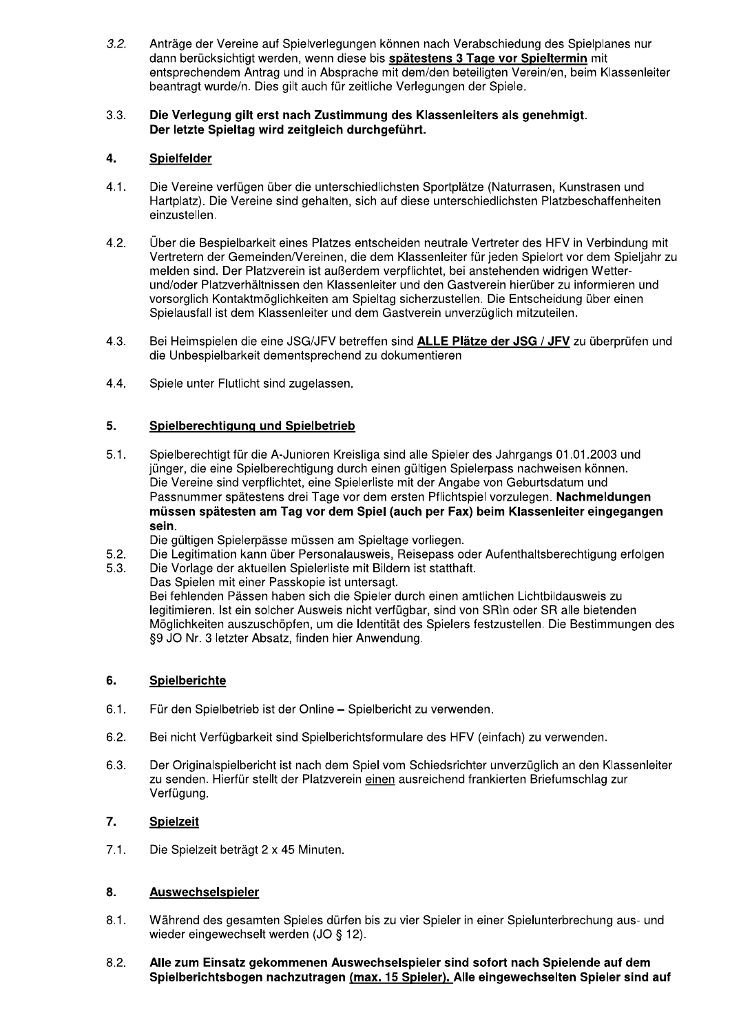*3.2.* Anträge der Vereine auf Spielverlegungen können nach Verabschiedung des Spielplanes nur dann berücksichtigt werden, wenn diese bis **<u>spätestens 3 Tage vor Spieltermin</u>** mit entsprechendem Antrag und in Absprache mit dem/den beteiligten Verein/en, beim Klassenleiter beantragt wurde/n. Dies gilt auch für zeitliche Verlegungen der Spiele.

3.3. **Die Verlegung gilt erst nach Zustimmung des Klassenleiters als genehmigt. Der letzte Spieltag wird zeitgleich durchgeführt.**

## 4. <u>Spielfelder</u>

4.1. Die Vereine verfügen über die unterschiedlichsten Sportplätze (Naturrasen, Kunstrasen und Hartplatz). Die Vereine sind gehalten, sich auf diese unterschiedlichsten Platzbeschaffenheiten einzustellen.

4.2. Über die Bespielbarkeit eines Platzes entscheiden neutrale Vertreter des HFV in Verbindung mit Vertretern der Gemeinden/Vereinen, die dem Klassenleiter für jeden Spielort vor dem Spieljahr zu melden sind. Der Platzverein ist außerdem verpflichtet, bei anstehenden widrigen Wetter- und/oder Platzverhältnissen den Klassenleiter und den Gastverein hierüber zu informieren und vorsorglich Kontaktmöglichkeiten am Spieltag sicherzustellen. Die Entscheidung über einen Spielausfall ist dem Klassenleiter und dem Gastverein unverzüglich mitzuteilen.

4.3. Bei Heimspielen die eine JSG/JFV betreffen sind **<u>ALLE Plätze der JSG / JFV</u>** zu überprüfen und die Unbespielbarkeit dementsprechend zu dokumentieren

4.4. Spiele unter Flutlicht sind zugelassen.

## 5. <u>Spielberechtigung und Spielbetrieb</u>

5.1. Spielberechtigt für die A-Junioren Kreisliga sind alle Spieler des Jahrgangs 01.01.2003 und jünger, die eine Spielberechtigung durch einen gültigen Spielerpass nachweisen können. Die Vereine sind verpflichtet, eine Spielerliste mit der Angabe von Geburtsdatum und Passnummer spätestens drei Tage vor dem ersten Pflichtspiel vorzulegen. **Nachmeldungen müssen spätesten am Tag vor dem Spiel (auch per Fax) beim Klassenleiter eingegangen sein.**
Die gültigen Spielerpässe müssen am Spieltage vorliegen.

5.2. Die Legitimation kann über Personalausweis, Reisepass oder Aufenthaltsberechtigung erfolgen

5.3. Die Vorlage der aktuellen Spielerliste mit Bildern ist statthaft.
Das Spielen mit einer Passkopie ist untersagt.
Bei fehlenden Pässen haben sich die Spieler durch einen amtlichen Lichtbildausweis zu legitimieren. Ist ein solcher Ausweis nicht verfügbar, sind von SRin oder SR alle bietenden Möglichkeiten auszuschöpfen, um die Identität des Spielers festzustellen. Die Bestimmungen des §9 JO Nr. 3 letzter Absatz, finden hier Anwendung.

## 6. <u>Spielberichte</u>

6.1. Für den Spielbetrieb ist der Online – Spielbericht zu verwenden.

6.2. Bei nicht Verfügbarkeit sind Spielberichtsformulare des HFV (einfach) zu verwenden.

6.3. Der Originalspielbericht ist nach dem Spiel vom Schiedsrichter unverzüglich an den Klassenleiter zu senden. Hierfür stellt der Platzverein <u>einen</u> ausreichend frankierten Briefumschlag zur Verfügung.

## 7. <u>Spielzeit</u>

7.1. Die Spielzeit beträgt 2 x 45 Minuten.

## 8. <u>Auswechselspieler</u>

8.1. Während des gesamten Spieles dürfen bis zu vier Spieler in einer Spielunterbrechung aus- und wieder eingewechselt werden (JO § 12).

8.2. **Alle zum Einsatz gekommenen Auswechselspieler sind sofort nach Spielende auf dem Spielberichtsbogen nachzutragen <u>(max. 15 Spieler).</u> Alle eingewechselten Spieler sind auf**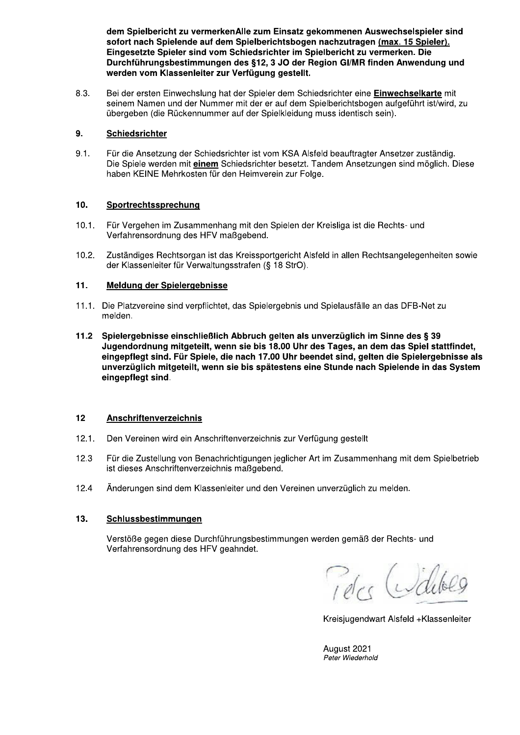**dem Spielbericht zu vermerkenAlle zum Einsatz gekommenen Auswechselspieler sind sofort nach Spielende auf dem Spielberichtsbogen nachzutragen (max. 15 Spieler). Eingesetzte Spieler sind vom Schiedsrichter im Spielbericht zu vermerken. Die Durchführungsbestimmungen des §12, 3 JO der Region GI/MR finden Anwendung und werden vom Klassenleiter zur Verfügung gestellt.**

8.3. Bei der ersten Einwechslung hat der Spieler dem Schiedsrichter eine **Einwechselkarte** mit seinem Namen und der Nummer mit der er auf dem Spielberichtsbogen aufgeführt ist/wird, zu übergeben (die Rückennummer auf der Spielkleidung muss identisch sein).

## 9. Schiedsrichter

9.1. Für die Ansetzung der Schiedsrichter ist vom KSA Alsfeld beauftragter Ansetzer zuständig. Die Spiele werden mit **einem** Schiedsrichter besetzt. Tandem Ansetzungen sind möglich. Diese haben KEINE Mehrkosten für den Heimverein zur Folge.

## 10. Sportrechtssprechung

10.1. Für Vergehen im Zusammenhang mit den Spielen der Kreisliga ist die Rechts- und Verfahrensordnung des HFV maßgebend.

10.2. Zuständiges Rechtsorgan ist das Kreissportgericht Alsfeld in allen Rechtsangelegenheiten sowie der Klassenleiter für Verwaltungsstrafen (§ 18 StrO).

## 11. Meldung der Spielergebnisse

11.1. Die Platzvereine sind verpflichtet, das Spielergebnis und Spielausfälle an das DFB-Net zu melden.

**11.2 Spielergebnisse einschließlich Abbruch gelten als unverzüglich im Sinne des § 39 Jugendordnung mitgeteilt, wenn sie bis 18.00 Uhr des Tages, an dem das Spiel stattfindet, eingepflegt sind. Für Spiele, die nach 17.00 Uhr beendet sind, gelten die Spielergebnisse als unverzüglich mitgeteilt, wenn sie bis spätestens eine Stunde nach Spielende in das System eingepflegt sind.**

## 12 Anschriftenverzeichnis

12.1. Den Vereinen wird ein Anschriftenverzeichnis zur Verfügung gestellt

12.3 Für die Zustellung von Benachrichtigungen jeglicher Art im Zusammenhang mit dem Spielbetrieb ist dieses Anschriftenverzeichnis maßgebend.

12.4 Änderungen sind dem Klassenleiter und den Vereinen unverzüglich zu melden.

## 13. Schlussbestimmungen

Verstöße gegen diese Durchführungsbestimmungen werden gemäß der Rechts- und Verfahrensordnung des HFV geahndet.

Kreisjugendwart Alsfeld +Klassenleiter

August 2021
*Peter Wiederhold*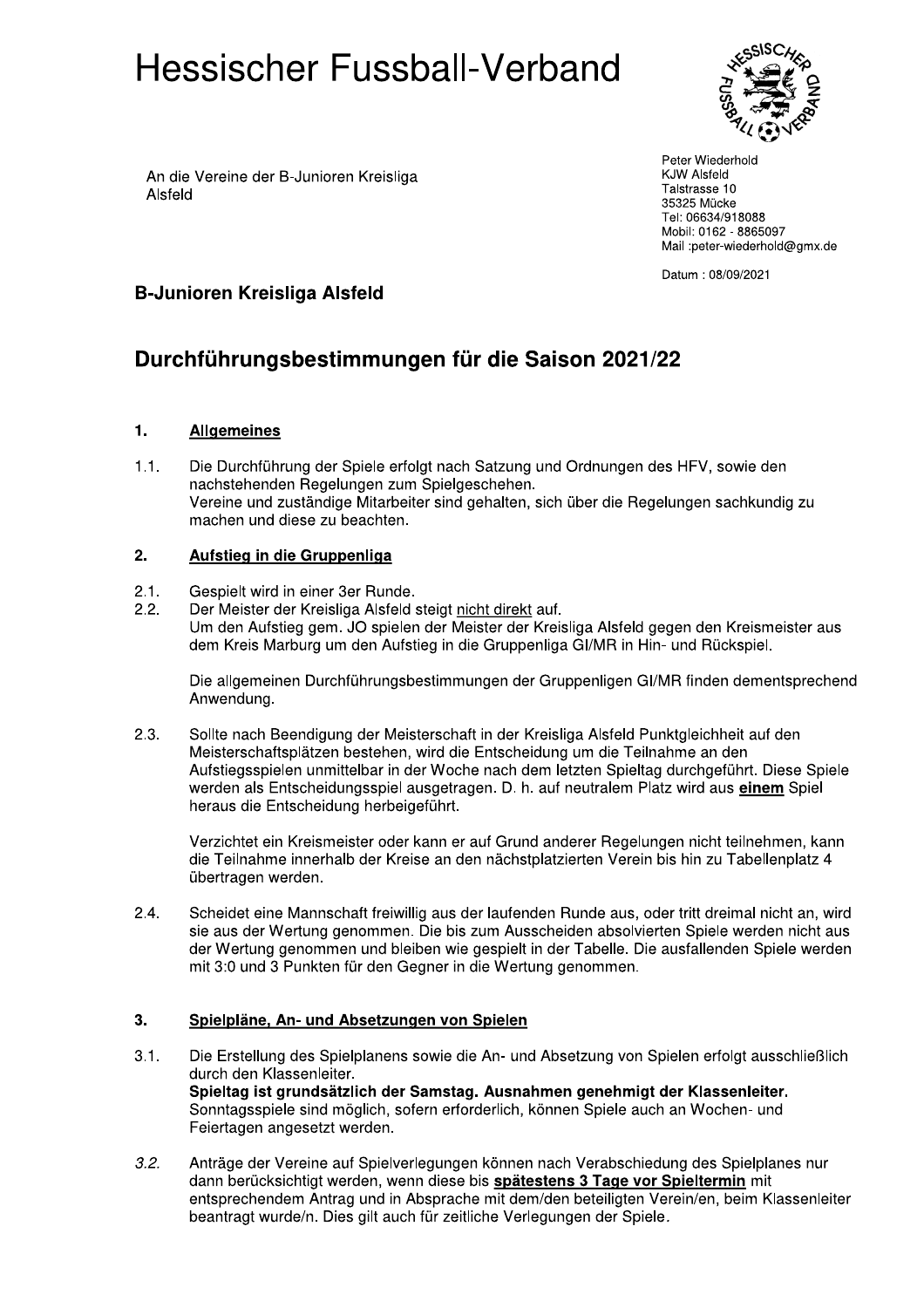# Hessischer Fussball-Verband

An die Vereine der B-Junioren Kreisliga Alsfeld

Peter Wiederhold
KJW Alsfeld
Talstrasse 10
35325 Mücke
Tel: 06634/918088
Mobil: 0162 - 8865097
Mail :peter-wiederhold@gmx.de

Datum : 08/09/2021

**B-Junioren Kreisliga Alsfeld**

## Durchführungsbestimmungen für die Saison 2021/22

### 1. Allgemeines

1.1. Die Durchführung der Spiele erfolgt nach Satzung und Ordnungen des HFV, sowie den nachstehenden Regelungen zum Spielgeschehen.
Vereine und zuständige Mitarbeiter sind gehalten, sich über die Regelungen sachkundig zu machen und diese zu beachten.

### 2. Aufstieg in die Gruppenliga

2.1. Gespielt wird in einer 3er Runde.

2.2. Der Meister der Kreisliga Alsfeld steigt nicht direkt auf.
Um den Aufstieg gem. JO spielen der Meister der Kreisliga Alsfeld gegen den Kreismeister aus dem Kreis Marburg um den Aufstieg in die Gruppenliga GI/MR in Hin- und Rückspiel.

Die allgemeinen Durchführungsbestimmungen der Gruppenligen GI/MR finden dementsprechend Anwendung.

2.3. Sollte nach Beendigung der Meisterschaft in der Kreisliga Alsfeld Punktgleichheit auf den Meisterschaftsplätzen bestehen, wird die Entscheidung um die Teilnahme an den Aufstiegsspielen unmittelbar in der Woche nach dem letzten Spieltag durchgeführt. Diese Spiele werden als Entscheidungsspiel ausgetragen. D. h. auf neutralem Platz wird aus **einem** Spiel heraus die Entscheidung herbeigeführt.

Verzichtet ein Kreismeister oder kann er auf Grund anderer Regelungen nicht teilnehmen, kann die Teilnahme innerhalb der Kreise an den nächstplatzierten Verein bis hin zu Tabellenplatz 4 übertragen werden.

2.4. Scheidet eine Mannschaft freiwillig aus der laufenden Runde aus, oder tritt dreimal nicht an, wird sie aus der Wertung genommen. Die bis zum Ausscheiden absolvierten Spiele werden nicht aus der Wertung genommen und bleiben wie gespielt in der Tabelle. Die ausfallenden Spiele werden mit 3:0 und 3 Punkten für den Gegner in die Wertung genommen.

### 3. Spielpläne, An- und Absetzungen von Spielen

3.1. Die Erstellung des Spielplanens sowie die An- und Absetzung von Spielen erfolgt ausschließlich durch den Klassenleiter.
**Spieltag ist grundsätzlich der Samstag. Ausnahmen genehmigt der Klassenleiter.**
Sonntagsspiele sind möglich, sofern erforderlich, können Spiele auch an Wochen- und Feiertagen angesetzt werden.

*3.2.* Anträge der Vereine auf Spielverlegungen können nach Verabschiedung des Spielplanes nur dann berücksichtigt werden, wenn diese bis **spätestens 3 Tage vor Spieltermin** mit entsprechendem Antrag und in Absprache mit dem/den beteiligten Verein/en, beim Klassenleiter beantragt wurde/n. Dies gilt auch für zeitliche Verlegungen der Spiele.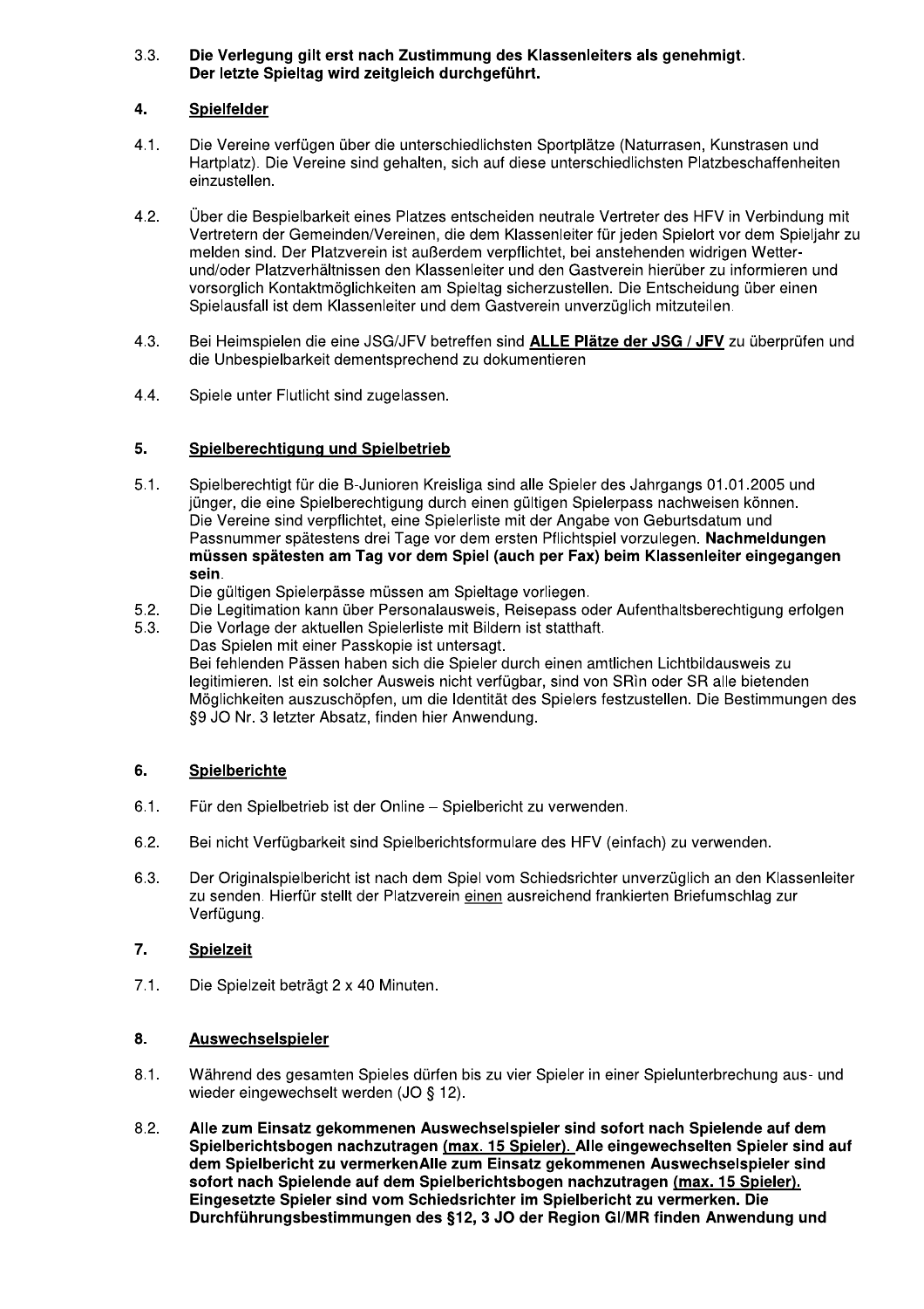3.3. **Die Verlegung gilt erst nach Zustimmung des Klassenleiters als genehmigt. Der letzte Spieltag wird zeitgleich durchgeführt.**

## 4. Spielfelder

4.1. Die Vereine verfügen über die unterschiedlichsten Sportplätze (Naturrasen, Kunstrasen und Hartplatz). Die Vereine sind gehalten, sich auf diese unterschiedlichsten Platzbeschaffenheiten einzustellen.

4.2. Über die Bespielbarkeit eines Platzes entscheiden neutrale Vertreter des HFV in Verbindung mit Vertretern der Gemeinden/Vereinen, die dem Klassenleiter für jeden Spielort vor dem Spieljahr zu melden sind. Der Platzverein ist außerdem verpflichtet, bei anstehenden widrigen Wetter- und/oder Platzverhältnissen den Klassenleiter und den Gastverein hierüber zu informieren und vorsorglich Kontaktmöglichkeiten am Spieltag sicherzustellen. Die Entscheidung über einen Spielausfall ist dem Klassenleiter und dem Gastverein unverzüglich mitzuteilen.

4.3. Bei Heimspielen die eine JSG/JFV betreffen sind **ALLE Plätze der JSG / JFV** zu überprüfen und die Unbespielbarkeit dementsprechend zu dokumentieren

4.4. Spiele unter Flutlicht sind zugelassen.

## 5. Spielberechtigung und Spielbetrieb

5.1. Spielberechtigt für die B-Junioren Kreisliga sind alle Spieler des Jahrgangs 01.01.2005 und jünger, die eine Spielberechtigung durch einen gültigen Spielerpass nachweisen können. Die Vereine sind verpflichtet, eine Spielerliste mit der Angabe von Geburtsdatum und Passnummer spätestens drei Tage vor dem ersten Pflichtspiel vorzulegen. **Nachmeldungen müssen spätesten am Tag vor dem Spiel (auch per Fax) beim Klassenleiter eingegangen sein**.
Die gültigen Spielerpässe müssen am Spieltage vorliegen.

5.2. Die Legitimation kann über Personalausweis, Reisepass oder Aufenthaltsberechtigung erfolgen

5.3. Die Vorlage der aktuellen Spielerliste mit Bildern ist statthaft.
Das Spielen mit einer Passkopie ist untersagt.
Bei fehlenden Pässen haben sich die Spieler durch einen amtlichen Lichtbildausweis zu legitimieren. Ist ein solcher Ausweis nicht verfügbar, sind von SRìn oder SR alle bietenden Möglichkeiten auszuschöpfen, um die Identität des Spielers festzustellen. Die Bestimmungen des §9 JO Nr. 3 letzter Absatz, finden hier Anwendung.

## 6. Spielberichte

6.1. Für den Spielbetrieb ist der Online – Spielbericht zu verwenden.

6.2. Bei nicht Verfügbarkeit sind Spielberichtsformulare des HFV (einfach) zu verwenden.

6.3. Der Originalspielbericht ist nach dem Spiel vom Schiedsrichter unverzüglich an den Klassenleiter zu senden. Hierfür stellt der Platzverein einen ausreichend frankierten Briefumschlag zur Verfügung.

## 7. Spielzeit

7.1. Die Spielzeit beträgt 2 x 40 Minuten.

## 8. Auswechselspieler

8.1. Während des gesamten Spieles dürfen bis zu vier Spieler in einer Spielunterbrechung aus- und wieder eingewechselt werden (JO § 12).

8.2. **Alle zum Einsatz gekommenen Auswechselspieler sind sofort nach Spielende auf dem Spielberichtsbogen nachzutragen (max. 15 Spieler). Alle eingewechselten Spieler sind auf dem Spielbericht zu vermerkenAlle zum Einsatz gekommenen Auswechselspieler sind sofort nach Spielende auf dem Spielberichtsbogen nachzutragen (max. 15 Spieler). Eingesetzte Spieler sind vom Schiedsrichter im Spielbericht zu vermerken. Die Durchführungsbestimmungen des §12, 3 JO der Region GI/MR finden Anwendung und**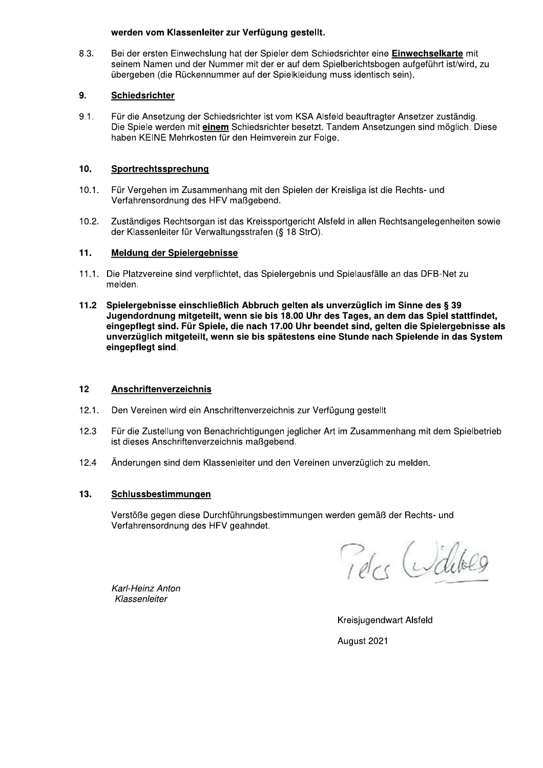**werden vom Klassenleiter zur Verfügung gestellt.**

8.3. Bei der ersten Einwechslung hat der Spieler dem Schiedsrichter eine **Einwechselkarte** mit seinem Namen und der Nummer mit der er auf dem Spielberichtsbogen aufgeführt ist/wird, zu übergeben (die Rückennummer auf der Spielkleidung muss identisch sein).

## 9. Schiedsrichter

9.1. Für die Ansetzung der Schiedsrichter ist vom KSA Alsfeld beauftragter Ansetzer zuständig. Die Spiele werden mit **einem** Schiedsrichter besetzt. Tandem Ansetzungen sind möglich. Diese haben KEINE Mehrkosten für den Heimverein zur Folge.

## 10. Sportrechtssprechung

10.1. Für Vergehen im Zusammenhang mit den Spielen der Kreisliga ist die Rechts- und Verfahrensordnung des HFV maßgebend.

10.2. Zuständiges Rechtsorgan ist das Kreissportgericht Alsfeld in allen Rechtsangelegenheiten sowie der Klassenleiter für Verwaltungsstrafen (§ 18 StrO).

## 11. Meldung der Spielergebnisse

11.1. Die Platzvereine sind verpflichtet, das Spielergebnis und Spielausfälle an das DFB-Net zu melden.

**11.2 Spielergebnisse einschließlich Abbruch gelten als unverzüglich im Sinne des § 39 Jugendordnung mitgeteilt, wenn sie bis 18.00 Uhr des Tages, an dem das Spiel stattfindet, eingepflegt sind. Für Spiele, die nach 17.00 Uhr beendet sind, gelten die Spielergebnisse als unverzüglich mitgeteilt, wenn sie bis spätestens eine Stunde nach Spielende in das System eingepflegt sind.**

## 12 Anschriftenverzeichnis

12.1. Den Vereinen wird ein Anschriftenverzeichnis zur Verfügung gestellt

12.3 Für die Zustellung von Benachrichtigungen jeglicher Art im Zusammenhang mit dem Spielbetrieb ist dieses Anschriftenverzeichnis maßgebend.

12.4 Änderungen sind dem Klassenleiter und den Vereinen unverzüglich zu melden.

## 13. Schlussbestimmungen

Verstöße gegen diese Durchführungsbestimmungen werden gemäß der Rechts- und Verfahrensordnung des HFV geahndet.

*Karl-Heinz Anton*
*Klassenleiter*

Kreisjugendwart Alsfeld

August 2021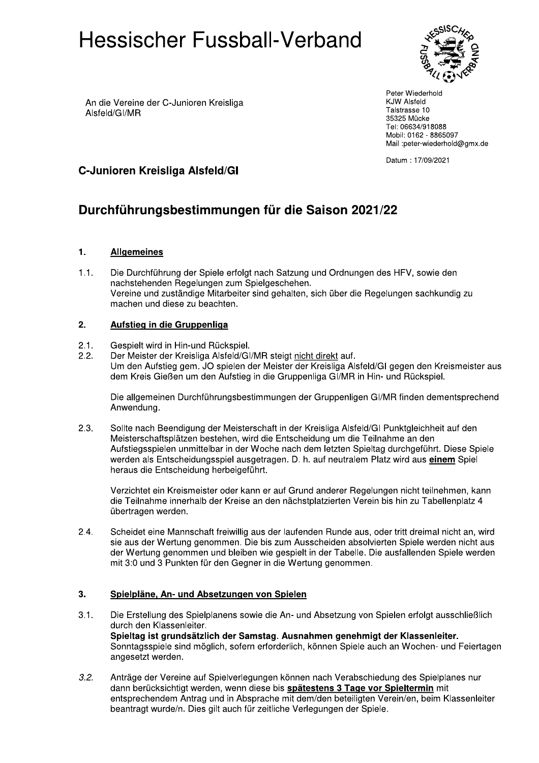# Hessischer Fussball-Verband

An die Vereine der C-Junioren Kreisliga Alsfeld/GI/MR

Peter Wiederhold
KJW Alsfeld
Talstrasse 10
35325 Mücke
Tel: 06634/918088
Mobil: 0162 - 8865097
Mail :peter-wiederhold@gmx.de

Datum : 17/09/2021

### C-Junioren Kreisliga Alsfeld/GI

## Durchführungsbestimmungen für die Saison 2021/22

### 1. Allgemeines

1.1. Die Durchführung der Spiele erfolgt nach Satzung und Ordnungen des HFV, sowie den nachstehenden Regelungen zum Spielgeschehen.
Vereine und zuständige Mitarbeiter sind gehalten, sich über die Regelungen sachkundig zu machen und diese zu beachten.

### 2. Aufstieg in die Gruppenliga

2.1. Gespielt wird in Hin-und Rückspiel.

2.2. Der Meister der Kreisliga Alsfeld/GI/MR steigt nicht direkt auf.
Um den Aufstieg gem. JO spielen der Meister der Kreisliga Alsfeld/GI gegen den Kreismeister aus dem Kreis Gießen um den Aufstieg in die Gruppenliga GI/MR in Hin- und Rückspiel.

Die allgemeinen Durchführungsbestimmungen der Gruppenligen GI/MR finden dementsprechend Anwendung.

2.3. Sollte nach Beendigung der Meisterschaft in der Kreisliga Alsfeld/GI Punktgleichheit auf den Meisterschaftsplätzen bestehen, wird die Entscheidung um die Teilnahme an den Aufstiegsspielen unmittelbar in der Woche nach dem letzten Spieltag durchgeführt. Diese Spiele werden als Entscheidungsspiel ausgetragen. D. h. auf neutralem Platz wird aus **einem** Spiel heraus die Entscheidung herbeigeführt.

Verzichtet ein Kreismeister oder kann er auf Grund anderer Regelungen nicht teilnehmen, kann die Teilnahme innerhalb der Kreise an den nächstplatzierten Verein bis hin zu Tabellenplatz 4 übertragen werden.

2.4. Scheidet eine Mannschaft freiwillig aus der laufenden Runde aus, oder tritt dreimal nicht an, wird sie aus der Wertung genommen. Die bis zum Ausscheiden absolvierten Spiele werden nicht aus der Wertung genommen und bleiben wie gespielt in der Tabelle. Die ausfallenden Spiele werden mit 3:0 und 3 Punkten für den Gegner in die Wertung genommen.

### 3. Spielpläne, An- und Absetzungen von Spielen

3.1. Die Erstellung des Spielplanens sowie die An- und Absetzung von Spielen erfolgt ausschließlich durch den Klassenleiter.
**Spieltag ist grundsätzlich der Samstag. Ausnahmen genehmigt der Klassenleiter.**
Sonntagsspiele sind möglich, sofern erforderlich, können Spiele auch an Wochen- und Feiertagen angesetzt werden.

*3.2.* Anträge der Vereine auf Spielverlegungen können nach Verabschiedung des Spielplanes nur dann berücksichtigt werden, wenn diese bis **spätestens 3 Tage vor Spieltermin** mit entsprechendem Antrag und in Absprache mit dem/den beteiligten Verein/en, beim Klassenleiter beantragt wurde/n. Dies gilt auch für zeitliche Verlegungen der Spiele.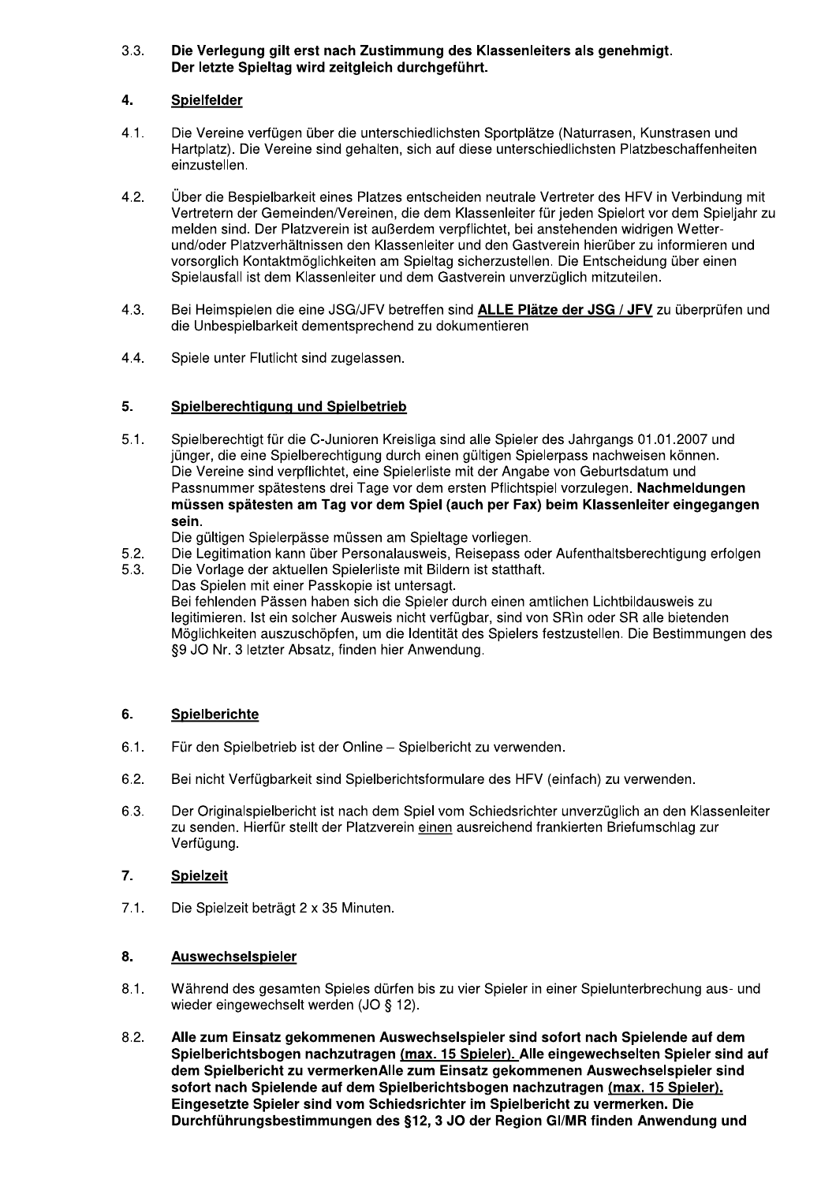3.3. **Die Verlegung gilt erst nach Zustimmung des Klassenleiters als genehmigt. Der letzte Spieltag wird zeitgleich durchgeführt.**

## 4. Spielfelder

4.1. Die Vereine verfügen über die unterschiedlichsten Sportplätze (Naturrasen, Kunstrasen und Hartplatz). Die Vereine sind gehalten, sich auf diese unterschiedlichsten Platzbeschaffenheiten einzustellen.

4.2. Über die Bespielbarkeit eines Platzes entscheiden neutrale Vertreter des HFV in Verbindung mit Vertretern der Gemeinden/Vereinen, die dem Klassenleiter für jeden Spielort vor dem Spieljahr zu melden sind. Der Platzverein ist außerdem verpflichtet, bei anstehenden widrigen Wetter- und/oder Platzverhältnissen den Klassenleiter und den Gastverein hierüber zu informieren und vorsorglich Kontaktmöglichkeiten am Spieltag sicherzustellen. Die Entscheidung über einen Spielausfall ist dem Klassenleiter und dem Gastverein unverzüglich mitzuteilen.

4.3. Bei Heimspielen die eine JSG/JFV betreffen sind **ALLE Plätze der JSG / JFV** zu überprüfen und die Unbespielbarkeit dementsprechend zu dokumentieren

4.4. Spiele unter Flutlicht sind zugelassen.

## 5. Spielberechtigung und Spielbetrieb

5.1. Spielberechtigt für die C-Junioren Kreisliga sind alle Spieler des Jahrgangs 01.01.2007 und jünger, die eine Spielberechtigung durch einen gültigen Spielerpass nachweisen können. Die Vereine sind verpflichtet, eine Spielerliste mit der Angabe von Geburtsdatum und Passnummer spätestens drei Tage vor dem ersten Pflichtspiel vorzulegen. **Nachmeldungen müssen spätesten am Tag vor dem Spiel (auch per Fax) beim Klassenleiter eingegangen sein.**
Die gültigen Spielerpässe müssen am Spieltage vorliegen.

5.2. Die Legitimation kann über Personalausweis, Reisepass oder Aufenthaltsberechtigung erfolgen

5.3. Die Vorlage der aktuellen Spielerliste mit Bildern ist statthaft.
Das Spielen mit einer Passkopie ist untersagt.
Bei fehlenden Pässen haben sich die Spieler durch einen amtlichen Lichtbildausweis zu legitimieren. Ist ein solcher Ausweis nicht verfügbar, sind von SRin oder SR alle bietenden Möglichkeiten auszuschöpfen, um die Identität des Spielers festzustellen. Die Bestimmungen des §9 JO Nr. 3 letzter Absatz, finden hier Anwendung.

## 6. Spielberichte

6.1. Für den Spielbetrieb ist der Online – Spielbericht zu verwenden.

6.2. Bei nicht Verfügbarkeit sind Spielberichtsformulare des HFV (einfach) zu verwenden.

6.3. Der Originalspielbericht ist nach dem Spiel vom Schiedsrichter unverzüglich an den Klassenleiter zu senden. Hierfür stellt der Platzverein einen ausreichend frankierten Briefumschlag zur Verfügung.

## 7. Spielzeit

7.1. Die Spielzeit beträgt 2 x 35 Minuten.

## 8. Auswechselspieler

8.1. Während des gesamten Spieles dürfen bis zu vier Spieler in einer Spielunterbrechung aus- und wieder eingewechselt werden (JO § 12).

8.2. **Alle zum Einsatz gekommenen Auswechselspieler sind sofort nach Spielende auf dem Spielberichtsbogen nachzutragen (max. 15 Spieler). Alle eingewechselten Spieler sind auf dem Spielbericht zu vermerkenAlle zum Einsatz gekommenen Auswechselspieler sind sofort nach Spielende auf dem Spielberichtsbogen nachzutragen (max. 15 Spieler). Eingesetzte Spieler sind vom Schiedsrichter im Spielbericht zu vermerken. Die Durchführungsbestimmungen des §12, 3 JO der Region GI/MR finden Anwendung und**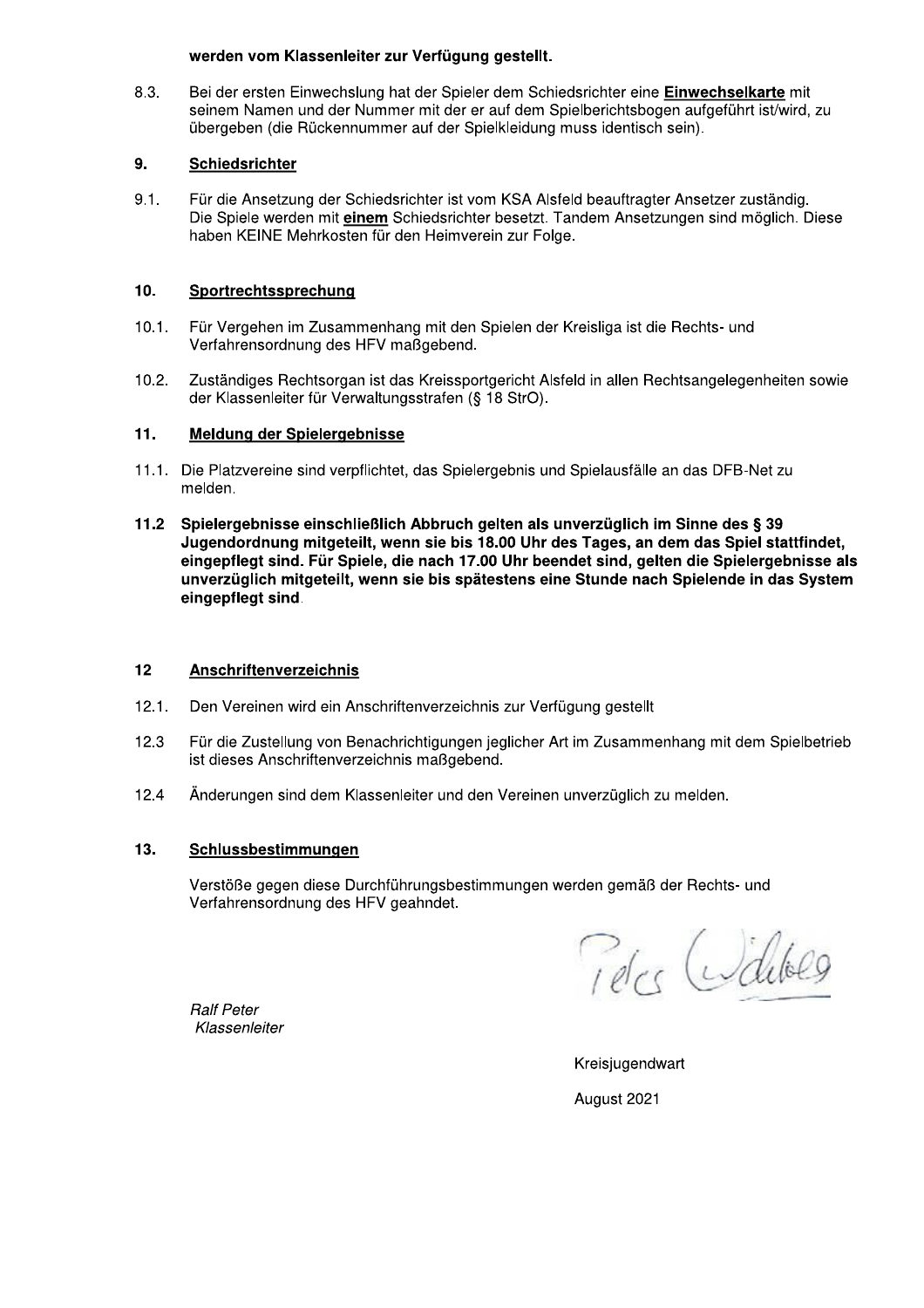**werden vom Klassenleiter zur Verfügung gestellt.**

8.3. Bei der ersten Einwechslung hat der Spieler dem Schiedsrichter eine **<u>Einwechselkarte</u>** mit seinem Namen und der Nummer mit der er auf dem Spielberichtsbogen aufgeführt ist/wird, zu übergeben (die Rückennummer auf der Spielkleidung muss identisch sein).

## 9. <u>Schiedsrichter</u>

9.1. Für die Ansetzung der Schiedsrichter ist vom KSA Alsfeld beauftragter Ansetzer zuständig. Die Spiele werden mit **<u>einem</u>** Schiedsrichter besetzt. Tandem Ansetzungen sind möglich. Diese haben KEINE Mehrkosten für den Heimverein zur Folge.

## 10. <u>Sportrechtssprechung</u>

10.1. Für Vergehen im Zusammenhang mit den Spielen der Kreisliga ist die Rechts- und Verfahrensordnung des HFV maßgebend.

10.2. Zuständiges Rechtsorgan ist das Kreissportgericht Alsfeld in allen Rechtsangelegenheiten sowie der Klassenleiter für Verwaltungsstrafen (§ 18 StrO).

## 11. <u>Meldung der Spielergebnisse</u>

11.1. Die Platzvereine sind verpflichtet, das Spielergebnis und Spielausfälle an das DFB-Net zu melden.

**11.2 Spielergebnisse einschließlich Abbruch gelten als unverzüglich im Sinne des § 39 Jugendordnung mitgeteilt, wenn sie bis 18.00 Uhr des Tages, an dem das Spiel stattfindet, eingepflegt sind. Für Spiele, die nach 17.00 Uhr beendet sind, gelten die Spielergebnisse als unverzüglich mitgeteilt, wenn sie bis spätestens eine Stunde nach Spielende in das System eingepflegt sind**.

## 12 <u>Anschriftenverzeichnis</u>

12.1. Den Vereinen wird ein Anschriftenverzeichnis zur Verfügung gestellt

12.3 Für die Zustellung von Benachrichtigungen jeglicher Art im Zusammenhang mit dem Spielbetrieb ist dieses Anschriftenverzeichnis maßgebend.

12.4 Änderungen sind dem Klassenleiter und den Vereinen unverzüglich zu melden.

## 13. <u>Schlussbestimmungen</u>

Verstöße gegen diese Durchführungsbestimmungen werden gemäß der Rechts- und Verfahrensordnung des HFV geahndet.

*Ralf Peter*
*Klassenleiter*

Kreisjugendwart

August 2021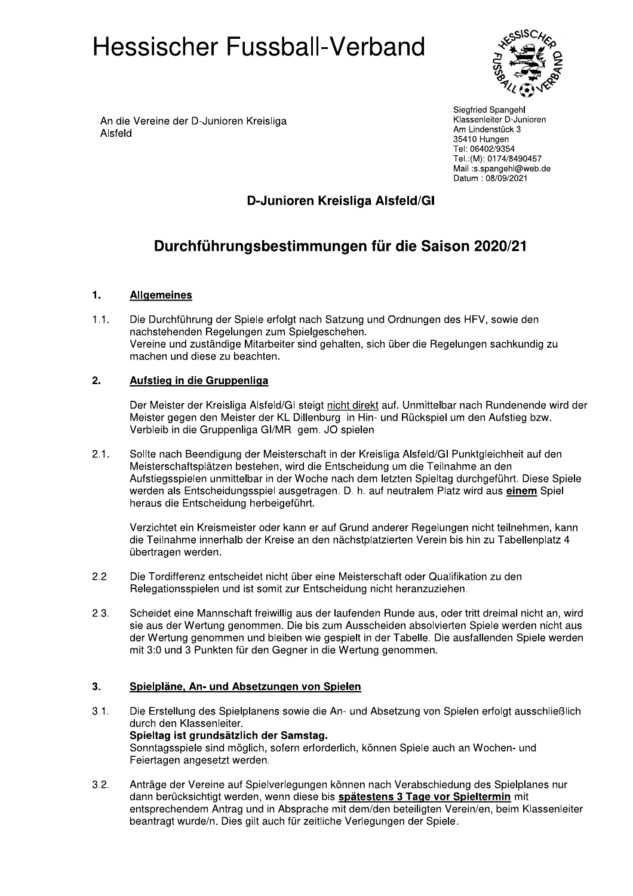# Hessischer Fussball-Verband

An die Vereine der D-Junioren Kreisliga
Alsfeld

Siegfried Spangehl
Klassenleiter D-Junioren
Am Lindenstück 3
35410 Hungen
Tel: 06402/9354
Tel.:(M): 0174/8490457
Mail :s.spangehl@web.de
Datum : 08/09/2021

## D-Junioren Kreisliga Alsfeld/GI

## Durchführungsbestimmungen für die Saison 2020/21

### 1. Allgemeines

1.1. Die Durchführung der Spiele erfolgt nach Satzung und Ordnungen des HFV, sowie den nachstehenden Regelungen zum Spielgeschehen.
Vereine und zuständige Mitarbeiter sind gehalten, sich über die Regelungen sachkundig zu machen und diese zu beachten.

### 2. Aufstieg in die Gruppenliga

Der Meister der Kreisliga Alsfeld/GI steigt nicht direkt auf. Unmittelbar nach Rundenende wird der Meister gegen den Meister der KL Dillenburg in Hin- und Rückspiel um den Aufstieg bzw. Verbleib in die Gruppenliga GI/MR gem. JO spielen

2.1. Sollte nach Beendigung der Meisterschaft in der Kreisliga Alsfeld/GI Punktgleichheit auf den Meisterschaftsplätzen bestehen, wird die Entscheidung um die Teilnahme an den Aufstiegsspielen unmittelbar in der Woche nach dem letzten Spieltag durchgeführt. Diese Spiele werden als Entscheidungsspiel ausgetragen. D. h. auf neutralem Platz wird aus **einem** Spiel heraus die Entscheidung herbeigeführt.

Verzichtet ein Kreismeister oder kann er auf Grund anderer Regelungen nicht teilnehmen, kann die Teilnahme innerhalb der Kreise an den nächstplatzierten Verein bis hin zu Tabellenplatz 4 übertragen werden.

2.2 Die Tordifferenz entscheidet nicht über eine Meisterschaft oder Qualifikation zu den Relegationsspielen und ist somit zur Entscheidung nicht heranzuziehen.

2.3. Scheidet eine Mannschaft freiwillig aus der laufenden Runde aus, oder tritt dreimal nicht an, wird sie aus der Wertung genommen. Die bis zum Ausscheiden absolvierten Spiele werden nicht aus der Wertung genommen und bleiben wie gespielt in der Tabelle. Die ausfallenden Spiele werden mit 3:0 und 3 Punkten für den Gegner in die Wertung genommen.

### 3. Spielpläne, An- und Absetzungen von Spielen

3.1. Die Erstellung des Spielplanens sowie die An- und Absetzung von Spielen erfolgt ausschließlich durch den Klassenleiter.
**Spieltag ist grundsätzlich der Samstag.**
Sonntagsspiele sind möglich, sofern erforderlich, können Spiele auch an Wochen- und Feiertagen angesetzt werden.

3.2. Anträge der Vereine auf Spielverlegungen können nach Verabschiedung des Spielplanes nur dann berücksichtigt werden, wenn diese bis **spätestens 3 Tage vor Spieltermin** mit entsprechendem Antrag und in Absprache mit dem/den beteiligten Verein/en, beim Klassenleiter beantragt wurde/n. Dies gilt auch für zeitliche Verlegungen der Spiele.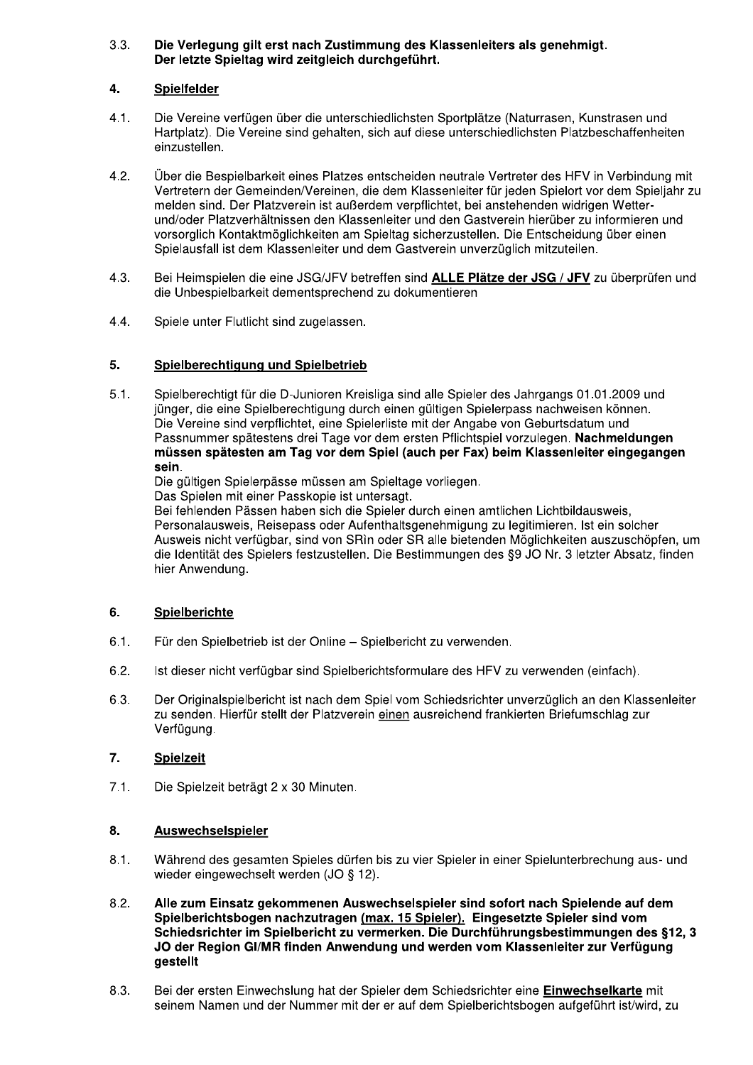3.3. **Die Verlegung gilt erst nach Zustimmung des Klassenleiters als genehmigt. Der letzte Spieltag wird zeitgleich durchgeführt.**

## 4. Spielfelder

4.1. Die Vereine verfügen über die unterschiedlichsten Sportplätze (Naturrasen, Kunstrasen und Hartplatz). Die Vereine sind gehalten, sich auf diese unterschiedlichsten Platzbeschaffenheiten einzustellen.

4.2. Über die Bespielbarkeit eines Platzes entscheiden neutrale Vertreter des HFV in Verbindung mit Vertretern der Gemeinden/Vereinen, die dem Klassenleiter für jeden Spielort vor dem Spieljahr zu melden sind. Der Platzverein ist außerdem verpflichtet, bei anstehenden widrigen Wetter- und/oder Platzverhältnissen den Klassenleiter und den Gastverein hierüber zu informieren und vorsorglich Kontaktmöglichkeiten am Spieltag sicherzustellen. Die Entscheidung über einen Spielausfall ist dem Klassenleiter und dem Gastverein unverzüglich mitzuteilen.

4.3. Bei Heimspielen die eine JSG/JFV betreffen sind <u>**ALLE Plätze der JSG / JFV**</u> zu überprüfen und die Unbespielbarkeit dementsprechend zu dokumentieren

4.4. Spiele unter Flutlicht sind zugelassen.

## 5. Spielberechtigung und Spielbetrieb

5.1. Spielberechtigt für die D-Junioren Kreisliga sind alle Spieler des Jahrgangs 01.01.2009 und jünger, die eine Spielberechtigung durch einen gültigen Spielerpass nachweisen können. Die Vereine sind verpflichtet, eine Spielerliste mit der Angabe von Geburtsdatum und Passnummer spätestens drei Tage vor dem ersten Pflichtspiel vorzulegen. **Nachmeldungen müssen spätesten am Tag vor dem Spiel (auch per Fax) beim Klassenleiter eingegangen sein**.
Die gültigen Spielerpässe müssen am Spieltage vorliegen.
Das Spielen mit einer Passkopie ist untersagt.
Bei fehlenden Pässen haben sich die Spieler durch einen amtlichen Lichtbildausweis, Personalausweis, Reisepass oder Aufenthaltsgenehmigung zu legitimieren. Ist ein solcher Ausweis nicht verfügbar, sind von SRin oder SR alle bietenden Möglichkeiten auszuschöpfen, um die Identität des Spielers festzustellen. Die Bestimmungen des §9 JO Nr. 3 letzter Absatz, finden hier Anwendung.

## 6. Spielberichte

6.1. Für den Spielbetrieb ist der Online – Spielbericht zu verwenden.

6.2. Ist dieser nicht verfügbar sind Spielberichtsformulare des HFV zu verwenden (einfach).

6.3. Der Originalspielbericht ist nach dem Spiel vom Schiedsrichter unverzüglich an den Klassenleiter zu senden. Hierfür stellt der Platzverein <u>einen</u> ausreichend frankierten Briefumschlag zur Verfügung.

## 7. Spielzeit

7.1. Die Spielzeit beträgt 2 x 30 Minuten.

## 8. Auswechselspieler

8.1. Während des gesamten Spieles dürfen bis zu vier Spieler in einer Spielunterbrechung aus- und wieder eingewechselt werden (JO § 12).

8.2. **Alle zum Einsatz gekommenen Auswechselspieler sind sofort nach Spielende auf dem Spielberichtsbogen nachzutragen <u>(max. 15 Spieler).</u> Eingesetzte Spieler sind vom Schiedsrichter im Spielbericht zu vermerken. Die Durchführungsbestimmungen des §12, 3 JO der Region GI/MR finden Anwendung und werden vom Klassenleiter zur Verfügung gestellt**

8.3. Bei der ersten Einwechslung hat der Spieler dem Schiedsrichter eine <u>**Einwechselkarte**</u> mit seinem Namen und der Nummer mit der er auf dem Spielberichtsbogen aufgeführt ist/wird, zu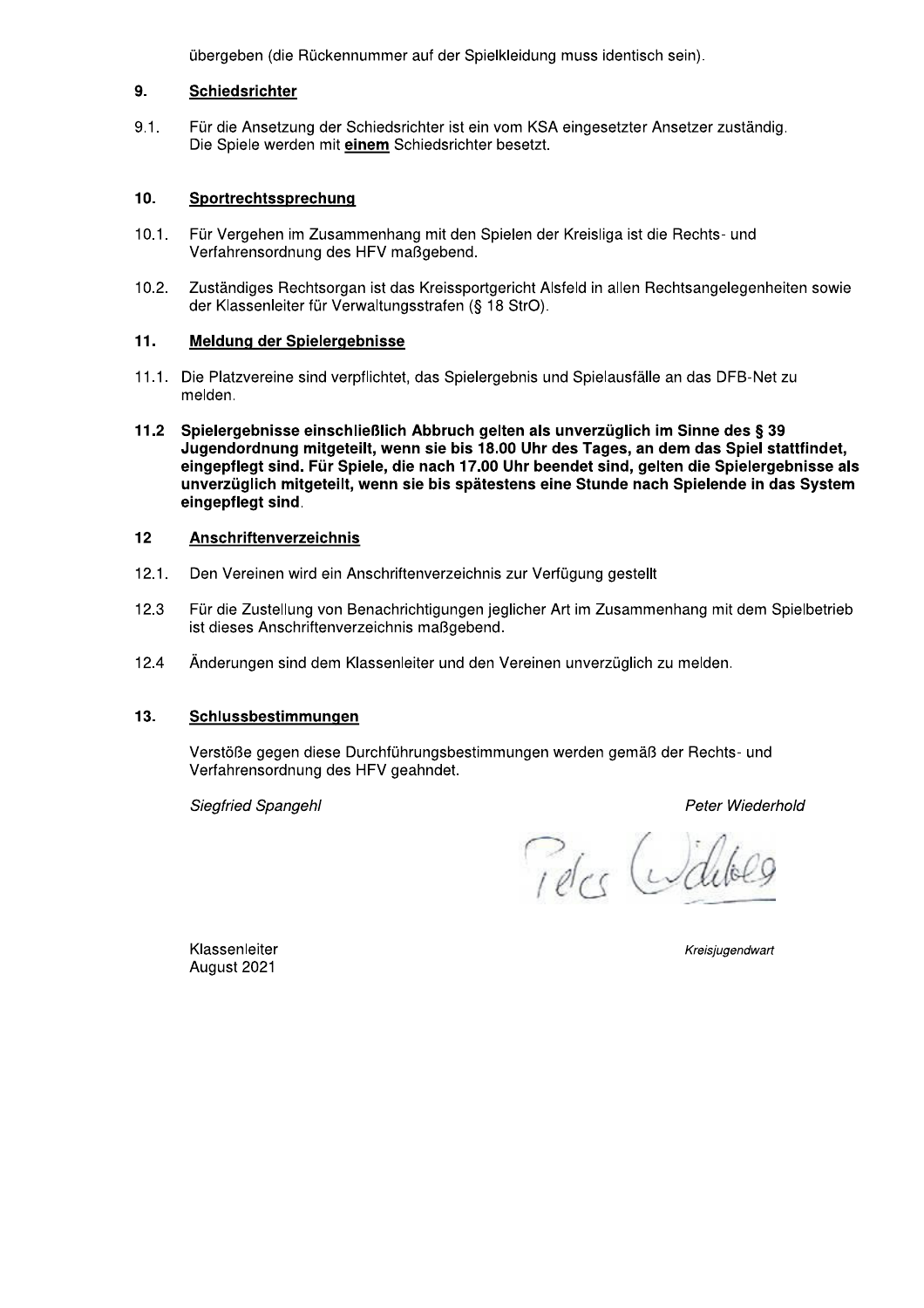übergeben (die Rückennummer auf der Spielkleidung muss identisch sein).

## 9. Schiedsrichter

9.1. Für die Ansetzung der Schiedsrichter ist ein vom KSA eingesetzter Ansetzer zuständig. Die Spiele werden mit **einem** Schiedsrichter besetzt.

## 10. Sportrechtssprechung

10.1. Für Vergehen im Zusammenhang mit den Spielen der Kreisliga ist die Rechts- und Verfahrensordnung des HFV maßgebend.

10.2. Zuständiges Rechtsorgan ist das Kreissportgericht Alsfeld in allen Rechtsangelegenheiten sowie der Klassenleiter für Verwaltungsstrafen (§ 18 StrO).

## 11. Meldung der Spielergebnisse

11.1. Die Platzvereine sind verpflichtet, das Spielergebnis und Spielausfälle an das DFB-Net zu melden.

**11.2 Spielergebnisse einschließlich Abbruch gelten als unverzüglich im Sinne des § 39 Jugendordnung mitgeteilt, wenn sie bis 18.00 Uhr des Tages, an dem das Spiel stattfindet, eingepflegt sind. Für Spiele, die nach 17.00 Uhr beendet sind, gelten die Spielergebnisse als unverzüglich mitgeteilt, wenn sie bis spätestens eine Stunde nach Spielende in das System eingepflegt sind.**

## 12 Anschriftenverzeichnis

12.1. Den Vereinen wird ein Anschriftenverzeichnis zur Verfügung gestellt

12.3 Für die Zustellung von Benachrichtigungen jeglicher Art im Zusammenhang mit dem Spielbetrieb ist dieses Anschriftenverzeichnis maßgebend.

12.4 Änderungen sind dem Klassenleiter und den Vereinen unverzüglich zu melden.

## 13. Schlussbestimmungen

Verstöße gegen diese Durchführungsbestimmungen werden gemäß der Rechts- und Verfahrensordnung des HFV geahndet.

*Siegfried Spangehl* — Klassenleiter, August 2021

*Peter Wiederhold* — *Kreisjugendwart*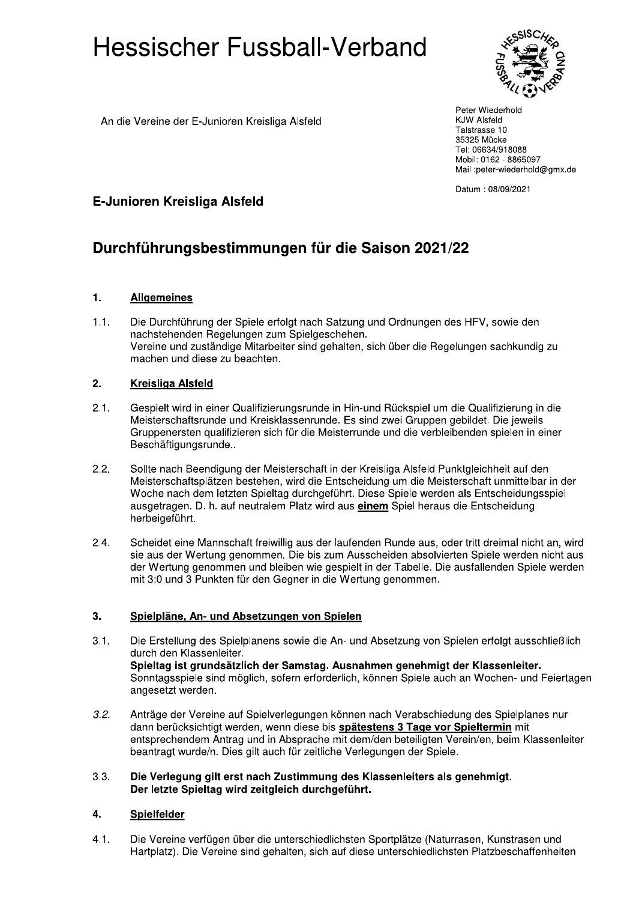# Hessischer Fussball-Verband

An die Vereine der E-Junioren Kreisliga Alsfeld

Peter Wiederhold
KJW Alsfeld
Talstrasse 10
35325 Mücke
Tel: 06634/918088
Mobil: 0162 - 8865097
Mail :peter-wiederhold@gmx.de

Datum : 08/09/2021

## E-Junioren Kreisliga Alsfeld

## Durchführungsbestimmungen für die Saison 2021/22

### 1. Allgemeines

1.1. Die Durchführung der Spiele erfolgt nach Satzung und Ordnungen des HFV, sowie den nachstehenden Regelungen zum Spielgeschehen.
Vereine und zuständige Mitarbeiter sind gehalten, sich über die Regelungen sachkundig zu machen und diese zu beachten.

### 2. Kreisliga Alsfeld

2.1. Gespielt wird in einer Qualifizierungsrunde in Hin-und Rückspiel um die Qualifizierung in die Meisterschaftsrunde und Kreisklassenrunde. Es sind zwei Gruppen gebildet. Die jeweils Gruppenersten qualifizieren sich für die Meisterrunde und die verbleibenden spielen in einer Beschäftigungsrunde..

2.2. Sollte nach Beendigung der Meisterschaft in der Kreisliga Alsfeld Punktgleichheit auf den Meisterschaftsplätzen bestehen, wird die Entscheidung um die Meisterschaft unmittelbar in der Woche nach dem letzten Spieltag durchgeführt. Diese Spiele werden als Entscheidungsspiel ausgetragen. D. h. auf neutralem Platz wird aus **einem** Spiel heraus die Entscheidung herbeigeführt.

2.4. Scheidet eine Mannschaft freiwillig aus der laufenden Runde aus, oder tritt dreimal nicht an, wird sie aus der Wertung genommen. Die bis zum Ausscheiden absolvierten Spiele werden nicht aus der Wertung genommen und bleiben wie gespielt in der Tabelle. Die ausfallenden Spiele werden mit 3:0 und 3 Punkten für den Gegner in die Wertung genommen.

### 3. Spielpläne, An- und Absetzungen von Spielen

3.1. Die Erstellung des Spielplanens sowie die An- und Absetzung von Spielen erfolgt ausschließlich durch den Klassenleiter.
**Spieltag ist grundsätzlich der Samstag. Ausnahmen genehmigt der Klassenleiter.**
Sonntagsspiele sind möglich, sofern erforderlich, können Spiele auch an Wochen- und Feiertagen angesetzt werden.

*3.2.* Anträge der Vereine auf Spielverlegungen können nach Verabschiedung des Spielplanes nur dann berücksichtigt werden, wenn diese bis **spätestens 3 Tage vor Spieltermin** mit entsprechendem Antrag und in Absprache mit dem/den beteiligten Verein/en, beim Klassenleiter beantragt wurde/n. Dies gilt auch für zeitliche Verlegungen der Spiele.

3.3. **Die Verlegung gilt erst nach Zustimmung des Klassenleiters als genehmigt.**
**Der letzte Spieltag wird zeitgleich durchgeführt.**

### 4. Spielfelder

4.1. Die Vereine verfügen über die unterschiedlichsten Sportplätze (Naturrasen, Kunstrasen und Hartplatz). Die Vereine sind gehalten, sich auf diese unterschiedlichsten Platzbeschaffenheiten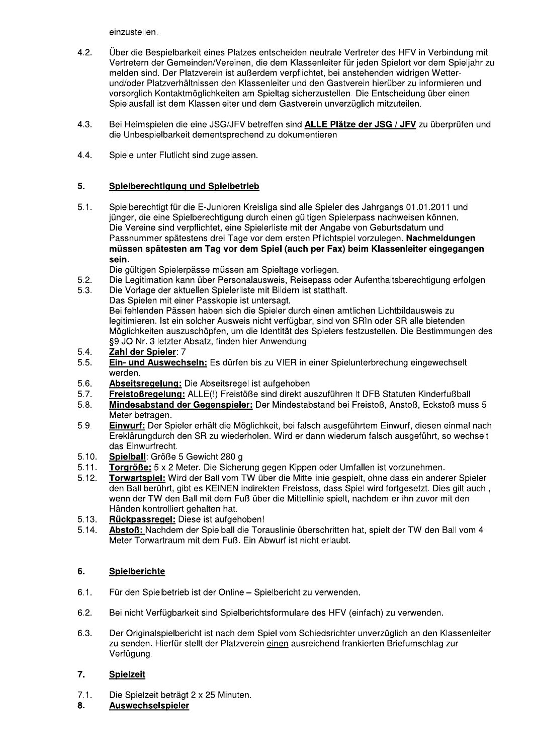einzustellen.

4.2. Über die Bespielbarkeit eines Platzes entscheiden neutrale Vertreter des HFV in Verbindung mit Vertretern der Gemeinden/Vereinen, die dem Klassenleiter für jeden Spielort vor dem Spieljahr zu melden sind. Der Platzverein ist außerdem verpflichtet, bei anstehenden widrigen Wetter- und/oder Platzverhältnissen den Klassenleiter und den Gastverein hierüber zu informieren und vorsorglich Kontaktmöglichkeiten am Spieltag sicherzustellen. Die Entscheidung über einen Spielausfall ist dem Klassenleiter und dem Gastverein unverzüglich mitzuteilen.

4.3. Bei Heimspielen die eine JSG/JFV betreffen sind **<u>ALLE Plätze der JSG / JFV</u>** zu überprüfen und die Unbespielbarkeit dementsprechend zu dokumentieren

4.4. Spiele unter Flutlicht sind zugelassen.

## 5. <u>Spielberechtigung und Spielbetrieb</u>

5.1. Spielberechtigt für die E-Junioren Kreisliga sind alle Spieler des Jahrgangs 01.01.2011 und jünger, die eine Spielberechtigung durch einen gültigen Spielerpass nachweisen können. Die Vereine sind verpflichtet, eine Spielerliste mit der Angabe von Geburtsdatum und Passnummer spätestens drei Tage vor dem ersten Pflichtspiel vorzulegen. **Nachmeldungen müssen spätesten am Tag vor dem Spiel (auch per Fax) beim Klassenleiter eingegangen sein.**
Die gültigen Spielerpässe müssen am Spieltage vorliegen.

5.2. Die Legitimation kann über Personalausweis, Reisepass oder Aufenthaltsberechtigung erfolgen

5.3. Die Vorlage der aktuellen Spielerliste mit Bildern ist statthaft.
Das Spielen mit einer Passkopie ist untersagt.
Bei fehlenden Pässen haben sich die Spieler durch einen amtlichen Lichtbildausweis zu legitimieren. Ist ein solcher Ausweis nicht verfügbar, sind von SRìn oder SR alle bietenden Möglichkeiten auszuschöpfen, um die Identität des Spielers festzustellen. Die Bestimmungen des §9 JO Nr. 3 letzter Absatz, finden hier Anwendung.

5.4. **<u>Zahl der Spieler</u>**: 7

5.5. **<u>Ein- und Auswechseln:</u>** Es dürfen bis zu VIER in einer Spielunterbrechung eingewechselt werden.

5.6. **<u>Abseitsregelung:</u>** Die Abseitsregel ist aufgehoben

5.7. **<u>Freistoßregelung:</u>** ALLE(!) Freistöße sind direkt auszuführen lt DFB Statuten Kinderfußball

5.8. **<u>Mindesabstand der Gegenspieler:</u>** Der Mindestabstand bei Freistoß, Anstoß, Eckstoß muss 5 Meter betragen.

5.9. **<u>Einwurf:</u>** Der Spieler erhält die Möglichkeit, bei falsch ausgeführtem Einwurf, diesen einmal nach Ereklärungdurch den SR zu wiederholen. Wird er dann wiederum falsch ausgeführt, so wechselt das Einwurfrecht.

5.10. **<u>Spielball</u>**: Größe 5 Gewicht 280 g

5.11. **<u>Torgröße:</u>** 5 x 2 Meter. Die Sicherung gegen Kippen oder Umfallen ist vorzunehmen.

5.12. **<u>Torwartspiel:</u>** Wird der Ball vom TW über die Mittellinie gespielt, ohne dass ein anderer Spieler den Ball berührt, gibt es KEINEN indirekten Freistoss, dass Spiel wird fortgesetzt. Dies gilt auch , wenn der TW den Ball mit dem Fuß über die Mittellinie spielt, nachdem er ihn zuvor mit den Händen kontrolliert gehalten hat.

5.13. **<u>Rückpassregel:</u>** Diese ist aufgehoben!

5.14. **<u>Abstoß:</u>** Nachdem der Spielball die Torauslinie überschritten hat, spielt der TW den Ball vom 4 Meter Torwartraum mit dem Fuß. Ein Abwurf ist nicht erlaubt.

## 6. <u>Spielberichte</u>

6.1. Für den Spielbetrieb ist der Online – Spielbericht zu verwenden.

6.2. Bei nicht Verfügbarkeit sind Spielberichtsformulare des HFV (einfach) zu verwenden.

6.3. Der Originalspielbericht ist nach dem Spiel vom Schiedsrichter unverzüglich an den Klassenleiter zu senden. Hierfür stellt der Platzverein <u>einen</u> ausreichend frankierten Briefumschlag zur Verfügung.

## 7. <u>Spielzeit</u>

7.1. Die Spielzeit beträgt 2 x 25 Minuten.

## 8. <u>Auswechselspieler</u>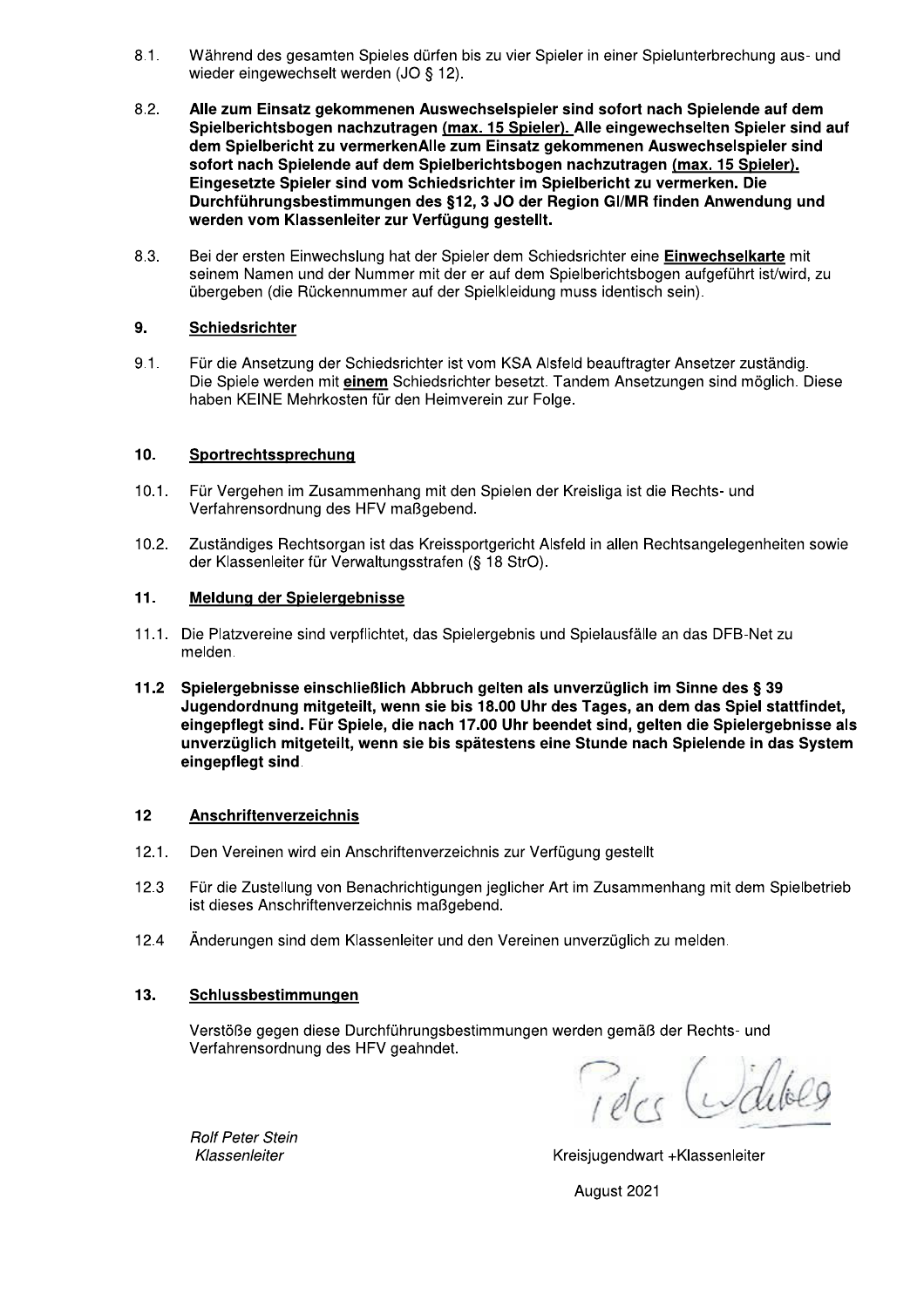8.1. Während des gesamten Spieles dürfen bis zu vier Spieler in einer Spielunterbrechung aus- und wieder eingewechselt werden (JO § 12).

8.2. **Alle zum Einsatz gekommenen Auswechselspieler sind sofort nach Spielende auf dem Spielberichtsbogen nachzutragen (max. 15 Spieler). Alle eingewechselten Spieler sind auf dem Spielbericht zu vermerkenAlle zum Einsatz gekommenen Auswechselspieler sind sofort nach Spielende auf dem Spielberichtsbogen nachzutragen (max. 15 Spieler). Eingesetzte Spieler sind vom Schiedsrichter im Spielbericht zu vermerken. Die Durchführungsbestimmungen des §12, 3 JO der Region GI/MR finden Anwendung und werden vom Klassenleiter zur Verfügung gestellt.**

8.3. Bei der ersten Einwechslung hat der Spieler dem Schiedsrichter eine **Einwechselkarte** mit seinem Namen und der Nummer mit der er auf dem Spielberichtsbogen aufgeführt ist/wird, zu übergeben (die Rückennummer auf der Spielkleidung muss identisch sein).

## 9. Schiedsrichter

9.1. Für die Ansetzung der Schiedsrichter ist vom KSA Alsfeld beauftragter Ansetzer zuständig. Die Spiele werden mit **einem** Schiedsrichter besetzt. Tandem Ansetzungen sind möglich. Diese haben KEINE Mehrkosten für den Heimverein zur Folge.

## 10. Sportrechtssprechung

10.1. Für Vergehen im Zusammenhang mit den Spielen der Kreisliga ist die Rechts- und Verfahrensordnung des HFV maßgebend.

10.2. Zuständiges Rechtsorgan ist das Kreissportgericht Alsfeld in allen Rechtsangelegenheiten sowie der Klassenleiter für Verwaltungsstrafen (§ 18 StO).

## 11. Meldung der Spielergebnisse

11.1. Die Platzvereine sind verpflichtet, das Spielergebnis und Spielausfälle an das DFB-Net zu melden.

**11.2 Spielergebnisse einschließlich Abbruch gelten als unverzüglich im Sinne des § 39 Jugendordnung mitgeteilt, wenn sie bis 18.00 Uhr des Tages, an dem das Spiel stattfindet, eingepflegt sind. Für Spiele, die nach 17.00 Uhr beendet sind, gelten die Spielergebnisse als unverzüglich mitgeteilt, wenn sie bis spätestens eine Stunde nach Spielende in das System eingepflegt sind.**

## 12 Anschriftenverzeichnis

12.1. Den Vereinen wird ein Anschriftenverzeichnis zur Verfügung gestellt

12.3 Für die Zustellung von Benachrichtigungen jeglicher Art im Zusammenhang mit dem Spielbetrieb ist dieses Anschriftenverzeichnis maßgebend.

12.4 Änderungen sind dem Klassenleiter und den Vereinen unverzüglich zu melden.

## 13. Schlussbestimmungen

Verstöße gegen diese Durchführungsbestimmungen werden gemäß der Rechts- und Verfahrensordnung des HFV geahndet.

*Rolf Peter Stein*
*Klassenleiter*

Kreisjugendwart +Klassenleiter

August 2021